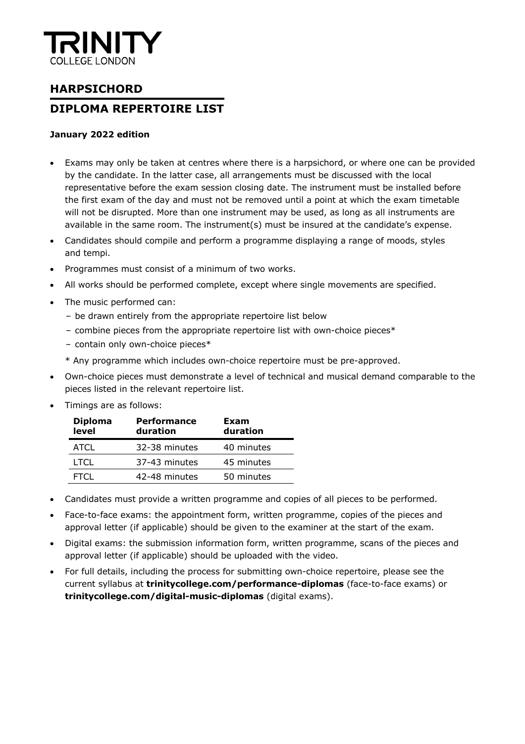# TRINITY
COLLEGE LONDON

## HARPSICHORD

## DIPLOMA REPERTOIRE LIST

**January 2022 edition**

- Exams may only be taken at centres where there is a harpsichord, or where one can be provided by the candidate. In the latter case, all arrangements must be discussed with the local representative before the exam session closing date. The instrument must be installed before the first exam of the day and must not be removed until a point at which the exam timetable will not be disrupted. More than one instrument may be used, as long as all instruments are available in the same room. The instrument(s) must be insured at the candidate's expense.
- Candidates should compile and perform a programme displaying a range of moods, styles and tempi.
- Programmes must consist of a minimum of two works.
- All works should be performed complete, except where single movements are specified.
- The music performed can:
  - be drawn entirely from the appropriate repertoire list below
  - combine pieces from the appropriate repertoire list with own-choice pieces*
  - contain only own-choice pieces*

  \* Any programme which includes own-choice repertoire must be pre-approved.
- Own-choice pieces must demonstrate a level of technical and musical demand comparable to the pieces listed in the relevant repertoire list.
- Timings are as follows:

| Diploma level | Performance duration | Exam duration |
|---|---|---|
| ATCL | 32-38 minutes | 40 minutes |
| LTCL | 37-43 minutes | 45 minutes |
| FTCL | 42-48 minutes | 50 minutes |

- Candidates must provide a written programme and copies of all pieces to be performed.
- Face-to-face exams: the appointment form, written programme, copies of the pieces and approval letter (if applicable) should be given to the examiner at the start of the exam.
- Digital exams: the submission information form, written programme, scans of the pieces and approval letter (if applicable) should be uploaded with the video.
- For full details, including the process for submitting own-choice repertoire, please see the current syllabus at **trinitycollege.com/performance-diplomas** (face-to-face exams) or **trinitycollege.com/digital-music-diplomas** (digital exams).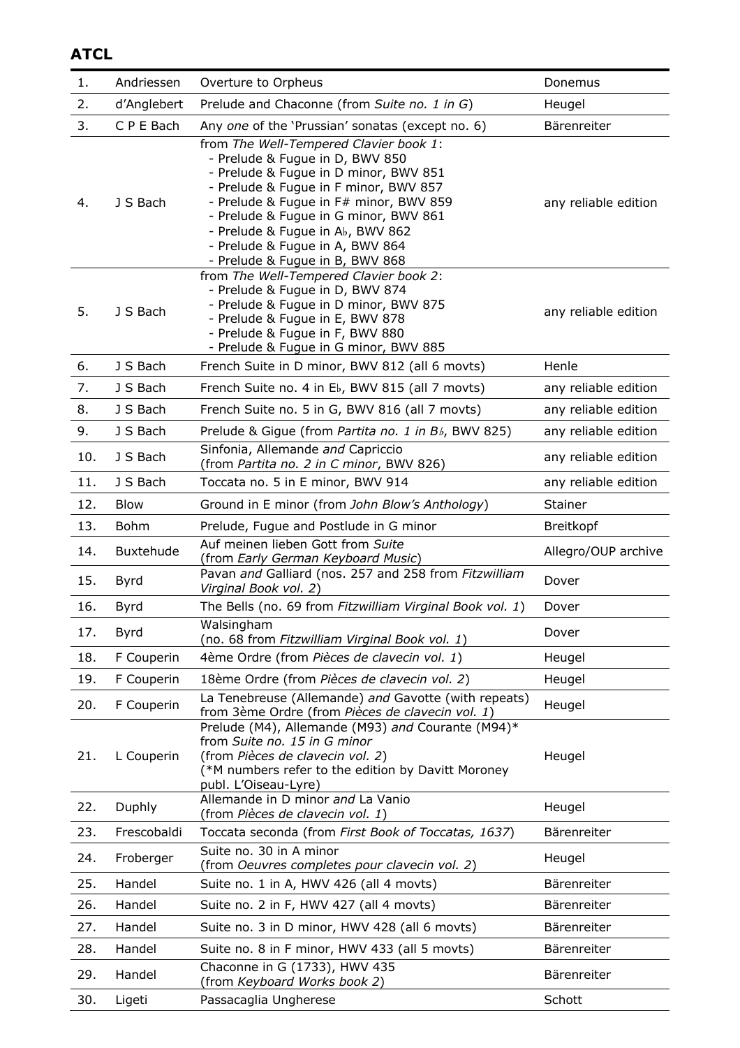**ATCL**

| | | | |
|---|---|---|---|
| 1. | Andriessen | Overture to Orpheus | Donemus |
| 2. | d'Anglebert | Prelude and Chaconne (from *Suite no. 1 in G*) | Heugel |
| 3. | C P E Bach | Any *one* of the 'Prussian' sonatas (except no. 6) | Bärenreiter |
| 4. | J S Bach | from *The Well-Tempered Clavier book 1*:<br>- Prelude & Fugue in D, BWV 850<br>- Prelude & Fugue in D minor, BWV 851<br>- Prelude & Fugue in F minor, BWV 857<br>- Prelude & Fugue in F# minor, BWV 859<br>- Prelude & Fugue in G minor, BWV 861<br>- Prelude & Fugue in A♭, BWV 862<br>- Prelude & Fugue in A, BWV 864<br>- Prelude & Fugue in B, BWV 868 | any reliable edition |
| 5. | J S Bach | from *The Well-Tempered Clavier book 2*:<br>- Prelude & Fugue in D, BWV 874<br>- Prelude & Fugue in D minor, BWV 875<br>- Prelude & Fugue in E, BWV 878<br>- Prelude & Fugue in F, BWV 880<br>- Prelude & Fugue in G minor, BWV 885 | any reliable edition |
| 6. | J S Bach | French Suite in D minor, BWV 812 (all 6 movts) | Henle |
| 7. | J S Bach | French Suite no. 4 in E♭, BWV 815 (all 7 movts) | any reliable edition |
| 8. | J S Bach | French Suite no. 5 in G, BWV 816 (all 7 movts) | any reliable edition |
| 9. | J S Bach | Prelude & Gigue (from *Partita no. 1 in B♭*, BWV 825) | any reliable edition |
| 10. | J S Bach | Sinfonia, Allemande *and* Capriccio<br>(from *Partita no. 2 in C minor*, BWV 826) | any reliable edition |
| 11. | J S Bach | Toccata no. 5 in E minor, BWV 914 | any reliable edition |
| 12. | Blow | Ground in E minor (from *John Blow's Anthology*) | Stainer |
| 13. | Bohm | Prelude, Fugue and Postlude in G minor | Breitkopf |
| 14. | Buxtehude | Auf meinen lieben Gott from *Suite*<br>(from *Early German Keyboard Music*) | Allegro/OUP archive |
| 15. | Byrd | Pavan *and* Galliard (nos. 257 and 258 from *Fitzwilliam Virginal Book vol. 2*) | Dover |
| 16. | Byrd | The Bells (no. 69 from *Fitzwilliam Virginal Book vol. 1*) | Dover |
| 17. | Byrd | Walsingham<br>(no. 68 from *Fitzwilliam Virginal Book vol. 1*) | Dover |
| 18. | F Couperin | 4ème Ordre (from *Pièces de clavecin vol. 1*) | Heugel |
| 19. | F Couperin | 18ème Ordre (from *Pièces de clavecin vol. 2*) | Heugel |
| 20. | F Couperin | La Tenebreuse (Allemande) *and* Gavotte (with repeats) from 3ème Ordre (from *Pièces de clavecin vol. 1*) | Heugel |
| 21. | L Couperin | Prelude (M4), Allemande (M93) *and* Courante (M94)\*<br>from *Suite no. 15 in G minor*<br>(from *Pièces de clavecin vol. 2*)<br>(\*M numbers refer to the edition by Davitt Moroney publ. L'Oiseau-Lyre) | Heugel |
| 22. | Duphly | Allemande in D minor *and* La Vanio<br>(from *Pièces de clavecin vol. 1*) | Heugel |
| 23. | Frescobaldi | Toccata seconda (from *First Book of Toccatas, 1637*) | Bärenreiter |
| 24. | Froberger | Suite no. 30 in A minor<br>(from *Oeuvres completes pour clavecin vol. 2*) | Heugel |
| 25. | Handel | Suite no. 1 in A, HWV 426 (all 4 movts) | Bärenreiter |
| 26. | Handel | Suite no. 2 in F, HWV 427 (all 4 movts) | Bärenreiter |
| 27. | Handel | Suite no. 3 in D minor, HWV 428 (all 6 movts) | Bärenreiter |
| 28. | Handel | Suite no. 8 in F minor, HWV 433 (all 5 movts) | Bärenreiter |
| 29. | Handel | Chaconne in G (1733), HWV 435<br>(from *Keyboard Works book 2*) | Bärenreiter |
| 30. | Ligeti | Passacaglia Ungherese | Schott |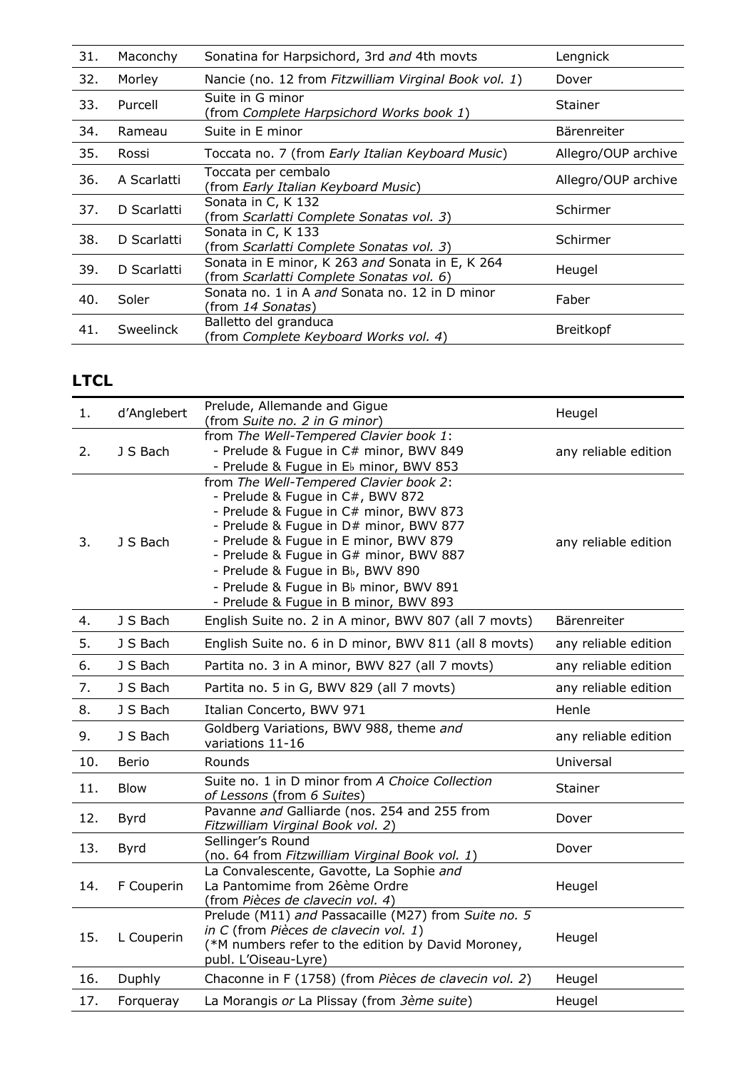| 31. | Maconchy | Sonatina for Harpsichord, 3rd *and* 4th movts | Lengnick |
|---|---|---|---|
| 32. | Morley | Nancie (no. 12 from *Fitzwilliam Virginal Book vol. 1*) | Dover |
| 33. | Purcell | Suite in G minor (from *Complete Harpsichord Works book 1*) | Stainer |
| 34. | Rameau | Suite in E minor | Bärenreiter |
| 35. | Rossi | Toccata no. 7 (from *Early Italian Keyboard Music*) | Allegro/OUP archive |
| 36. | A Scarlatti | Toccata per cembalo (from *Early Italian Keyboard Music*) | Allegro/OUP archive |
| 37. | D Scarlatti | Sonata in C, K 132 (from *Scarlatti Complete Sonatas vol. 3*) | Schirmer |
| 38. | D Scarlatti | Sonata in C, K 133 (from *Scarlatti Complete Sonatas vol. 3*) | Schirmer |
| 39. | D Scarlatti | Sonata in E minor, K 263 *and* Sonata in E, K 264 (from *Scarlatti Complete Sonatas vol. 6*) | Heugel |
| 40. | Soler | Sonata no. 1 in A *and* Sonata no. 12 in D minor (from *14 Sonatas*) | Faber |
| 41. | Sweelinck | Balletto del granduca (from *Complete Keyboard Works vol. 4*) | Breitkopf |

## LTCL

| 1. | d'Anglebert | Prelude, Allemande and Gigue (from *Suite no. 2 in G minor*) | Heugel |
|---|---|---|---|
| 2. | J S Bach | from *The Well-Tempered Clavier book 1*: - Prelude & Fugue in C# minor, BWV 849 - Prelude & Fugue in E♭ minor, BWV 853 | any reliable edition |
| 3. | J S Bach | from *The Well-Tempered Clavier book 2*: - Prelude & Fugue in C#, BWV 872 - Prelude & Fugue in C# minor, BWV 873 - Prelude & Fugue in D# minor, BWV 877 - Prelude & Fugue in E minor, BWV 879 - Prelude & Fugue in G# minor, BWV 887 - Prelude & Fugue in B♭, BWV 890 - Prelude & Fugue in B♭ minor, BWV 891 - Prelude & Fugue in B minor, BWV 893 | any reliable edition |
| 4. | J S Bach | English Suite no. 2 in A minor, BWV 807 (all 7 movts) | Bärenreiter |
| 5. | J S Bach | English Suite no. 6 in D minor, BWV 811 (all 8 movts) | any reliable edition |
| 6. | J S Bach | Partita no. 3 in A minor, BWV 827 (all 7 movts) | any reliable edition |
| 7. | J S Bach | Partita no. 5 in G, BWV 829 (all 7 movts) | any reliable edition |
| 8. | J S Bach | Italian Concerto, BWV 971 | Henle |
| 9. | J S Bach | Goldberg Variations, BWV 988, theme *and* variations 11-16 | any reliable edition |
| 10. | Berio | Rounds | Universal |
| 11. | Blow | Suite no. 1 in D minor from *A Choice Collection of Lessons* (from *6 Suites*) | Stainer |
| 12. | Byrd | Pavanne *and* Galliarde (nos. 254 and 255 from *Fitzwilliam Virginal Book vol. 2*) | Dover |
| 13. | Byrd | Sellinger's Round (no. 64 from *Fitzwilliam Virginal Book vol. 1*) | Dover |
| 14. | F Couperin | La Convalescente, Gavotte, La Sophie *and* La Pantomime from 26ème Ordre (from *Pièces de clavecin vol. 4*) | Heugel |
| 15. | L Couperin | Prelude (M11) *and* Passacaille (M27) from *Suite no. 5 in C* (from *Pièces de clavecin vol. 1*) (*M numbers refer to the edition by David Moroney, publ. L'Oiseau-Lyre) | Heugel |
| 16. | Duphly | Chaconne in F (1758) (from *Pièces de clavecin vol. 2*) | Heugel |
| 17. | Forqueray | La Morangis *or* La Plissay (from *3ème suite*) | Heugel |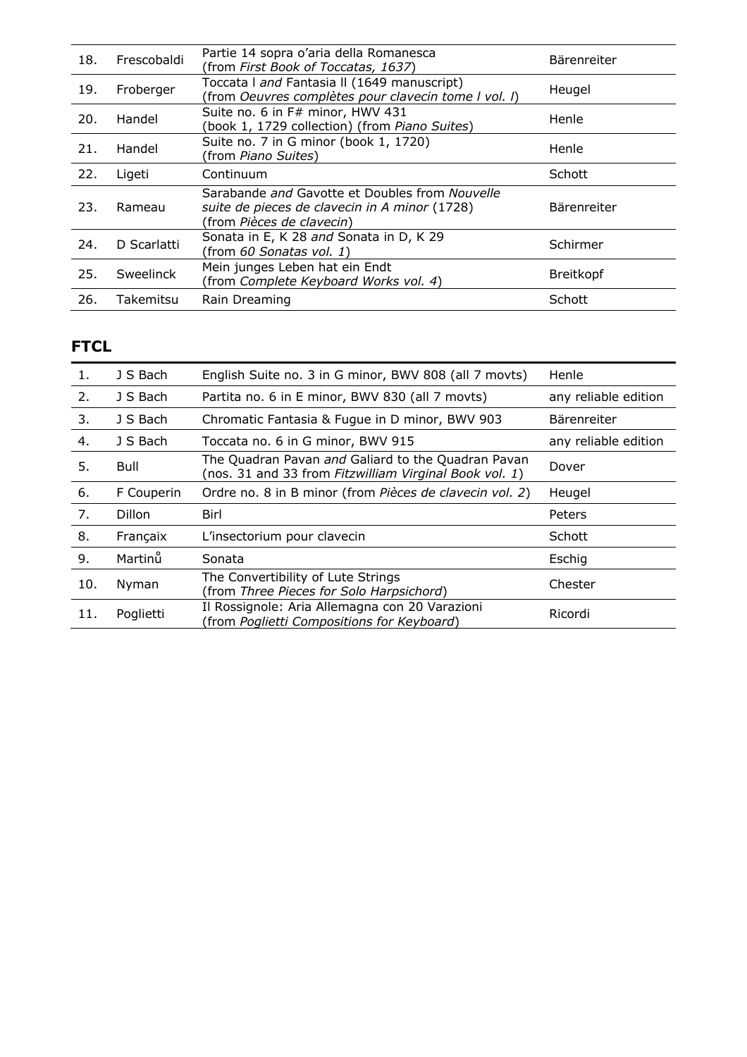| | | | |
|---|---|---|---|
| 18. | Frescobaldi | Partie 14 sopra o'aria della Romanesca (from *First Book of Toccatas, 1637*) | Bärenreiter |
| 19. | Froberger | Toccata I *and* Fantasia II (1649 manuscript) (from *Oeuvres complètes pour clavecin tome I vol. I*) | Heugel |
| 20. | Handel | Suite no. 6 in F# minor, HWV 431 (book 1, 1729 collection) (from *Piano Suites*) | Henle |
| 21. | Handel | Suite no. 7 in G minor (book 1, 1720) (from *Piano Suites*) | Henle |
| 22. | Ligeti | Continuum | Schott |
| 23. | Rameau | Sarabande *and* Gavotte et Doubles from *Nouvelle suite de pieces de clavecin in A minor* (1728) (from *Pièces de clavecin*) | Bärenreiter |
| 24. | D Scarlatti | Sonata in E, K 28 *and* Sonata in D, K 29 (from *60 Sonatas vol. 1*) | Schirmer |
| 25. | Sweelinck | Mein junges Leben hat ein Endt (from *Complete Keyboard Works vol. 4*) | Breitkopf |
| 26. | Takemitsu | Rain Dreaming | Schott |

## FTCL

| | | | |
|---|---|---|---|
| 1. | J S Bach | English Suite no. 3 in G minor, BWV 808 (all 7 movts) | Henle |
| 2. | J S Bach | Partita no. 6 in E minor, BWV 830 (all 7 movts) | any reliable edition |
| 3. | J S Bach | Chromatic Fantasia & Fugue in D minor, BWV 903 | Bärenreiter |
| 4. | J S Bach | Toccata no. 6 in G minor, BWV 915 | any reliable edition |
| 5. | Bull | The Quadran Pavan *and* Galiard to the Quadran Pavan (nos. 31 and 33 from *Fitzwilliam Virginal Book vol. 1*) | Dover |
| 6. | F Couperin | Ordre no. 8 in B minor (from *Pièces de clavecin vol. 2*) | Heugel |
| 7. | Dillon | Birl | Peters |
| 8. | Françaix | L'insectorium pour clavecin | Schott |
| 9. | Martinů | Sonata | Eschig |
| 10. | Nyman | The Convertibility of Lute Strings (from *Three Pieces for Solo Harpsichord*) | Chester |
| 11. | Poglietti | Il Rossignole: Aria Allemagna con 20 Varazioni (from *Poglietti Compositions for Keyboard*) | Ricordi |